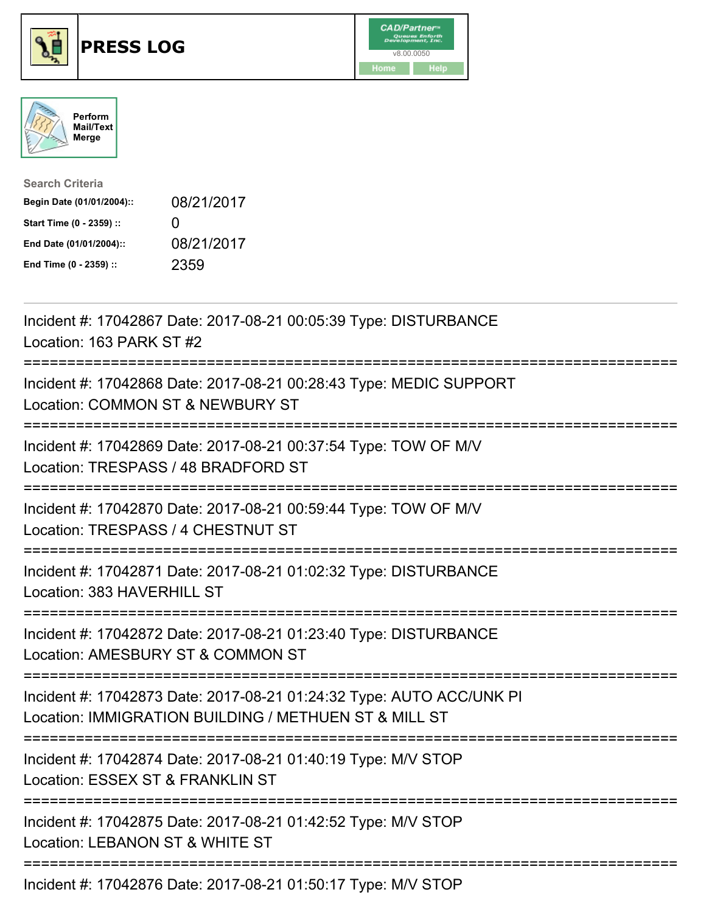# PRESS LOG

CAD/Partner™ v8.00.0050

Home | Help

Perform Mail/Text Merge

**Search Criteria**

| | |
|---|---|
| **Begin Date (01/01/2004)::** | 08/21/2017 |
| **Start Time (0 - 2359) ::** | 0 |
| **End Date (01/01/2004)::** | 08/21/2017 |
| **End Time (0 - 2359) ::** | 2359 |

---

Incident #: 17042867 Date: 2017-08-21 00:05:39 Type: DISTURBANCE
Location: 163 PARK ST #2

===========================================================================

Incident #: 17042868 Date: 2017-08-21 00:28:43 Type: MEDIC SUPPORT
Location: COMMON ST & NEWBURY ST

===========================================================================

Incident #: 17042869 Date: 2017-08-21 00:37:54 Type: TOW OF M/V
Location: TRESPASS / 48 BRADFORD ST

===========================================================================

Incident #: 17042870 Date: 2017-08-21 00:59:44 Type: TOW OF M/V
Location: TRESPASS / 4 CHESTNUT ST

===========================================================================

Incident #: 17042871 Date: 2017-08-21 01:02:32 Type: DISTURBANCE
Location: 383 HAVERHILL ST

===========================================================================

Incident #: 17042872 Date: 2017-08-21 01:23:40 Type: DISTURBANCE
Location: AMESBURY ST & COMMON ST

===========================================================================

Incident #: 17042873 Date: 2017-08-21 01:24:32 Type: AUTO ACC/UNK PI
Location: IMMIGRATION BUILDING / METHUEN ST & MILL ST

===========================================================================

Incident #: 17042874 Date: 2017-08-21 01:40:19 Type: M/V STOP
Location: ESSEX ST & FRANKLIN ST

===========================================================================

Incident #: 17042875 Date: 2017-08-21 01:42:52 Type: M/V STOP
Location: LEBANON ST & WHITE ST

===========================================================================

Incident #: 17042876 Date: 2017-08-21 01:50:17 Type: M/V STOP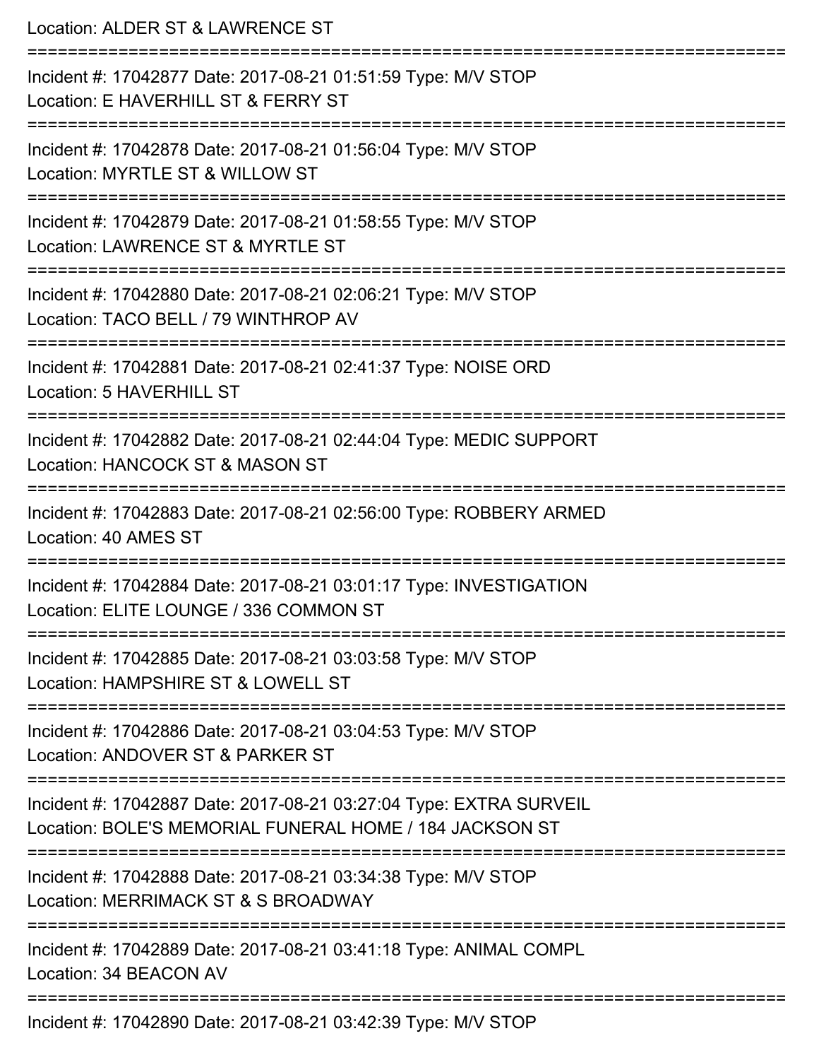Location: ALDER ST & LAWRENCE ST

===========================================================================

Incident #: 17042877 Date: 2017-08-21 01:51:59 Type: M/V STOP
Location: E HAVERHILL ST & FERRY ST

===========================================================================

Incident #: 17042878 Date: 2017-08-21 01:56:04 Type: M/V STOP
Location: MYRTLE ST & WILLOW ST

===========================================================================

Incident #: 17042879 Date: 2017-08-21 01:58:55 Type: M/V STOP
Location: LAWRENCE ST & MYRTLE ST

===========================================================================

Incident #: 17042880 Date: 2017-08-21 02:06:21 Type: M/V STOP
Location: TACO BELL / 79 WINTHROP AV

===========================================================================

Incident #: 17042881 Date: 2017-08-21 02:41:37 Type: NOISE ORD
Location: 5 HAVERHILL ST

===========================================================================

Incident #: 17042882 Date: 2017-08-21 02:44:04 Type: MEDIC SUPPORT
Location: HANCOCK ST & MASON ST

===========================================================================

Incident #: 17042883 Date: 2017-08-21 02:56:00 Type: ROBBERY ARMED
Location: 40 AMES ST

===========================================================================

Incident #: 17042884 Date: 2017-08-21 03:01:17 Type: INVESTIGATION
Location: ELITE LOUNGE / 336 COMMON ST

===========================================================================

Incident #: 17042885 Date: 2017-08-21 03:03:58 Type: M/V STOP
Location: HAMPSHIRE ST & LOWELL ST

===========================================================================

Incident #: 17042886 Date: 2017-08-21 03:04:53 Type: M/V STOP
Location: ANDOVER ST & PARKER ST

===========================================================================

Incident #: 17042887 Date: 2017-08-21 03:27:04 Type: EXTRA SURVEIL
Location: BOLE'S MEMORIAL FUNERAL HOME / 184 JACKSON ST

===========================================================================

Incident #: 17042888 Date: 2017-08-21 03:34:38 Type: M/V STOP
Location: MERRIMACK ST & S BROADWAY

===========================================================================

Incident #: 17042889 Date: 2017-08-21 03:41:18 Type: ANIMAL COMPL
Location: 34 BEACON AV

===========================================================================

Incident #: 17042890 Date: 2017-08-21 03:42:39 Type: M/V STOP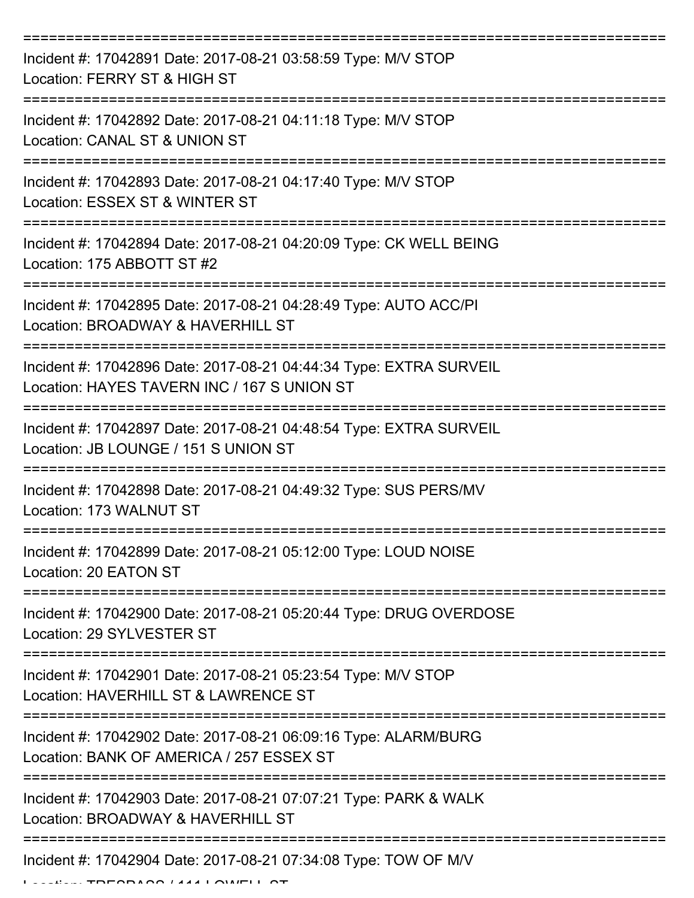Incident #: 17042891 Date: 2017-08-21 03:58:59 Type: M/V STOP
Location: FERRY ST & HIGH ST

Incident #: 17042892 Date: 2017-08-21 04:11:18 Type: M/V STOP
Location: CANAL ST & UNION ST

Incident #: 17042893 Date: 2017-08-21 04:17:40 Type: M/V STOP
Location: ESSEX ST & WINTER ST

Incident #: 17042894 Date: 2017-08-21 04:20:09 Type: CK WELL BEING
Location: 175 ABBOTT ST #2

Incident #: 17042895 Date: 2017-08-21 04:28:49 Type: AUTO ACC/PI
Location: BROADWAY & HAVERHILL ST

Incident #: 17042896 Date: 2017-08-21 04:44:34 Type: EXTRA SURVEIL
Location: HAYES TAVERN INC / 167 S UNION ST

Incident #: 17042897 Date: 2017-08-21 04:48:54 Type: EXTRA SURVEIL
Location: JB LOUNGE / 151 S UNION ST

Incident #: 17042898 Date: 2017-08-21 04:49:32 Type: SUS PERS/MV
Location: 173 WALNUT ST

Incident #: 17042899 Date: 2017-08-21 05:12:00 Type: LOUD NOISE
Location: 20 EATON ST

Incident #: 17042900 Date: 2017-08-21 05:20:44 Type: DRUG OVERDOSE
Location: 29 SYLVESTER ST

Incident #: 17042901 Date: 2017-08-21 05:23:54 Type: M/V STOP
Location: HAVERHILL ST & LAWRENCE ST

Incident #: 17042902 Date: 2017-08-21 06:09:16 Type: ALARM/BURG
Location: BANK OF AMERICA / 257 ESSEX ST

Incident #: 17042903 Date: 2017-08-21 07:07:21 Type: PARK & WALK
Location: BROADWAY & HAVERHILL ST

Incident #: 17042904 Date: 2017-08-21 07:34:08 Type: TOW OF M/V
Location: TRESPASS / 111 LOWELL ST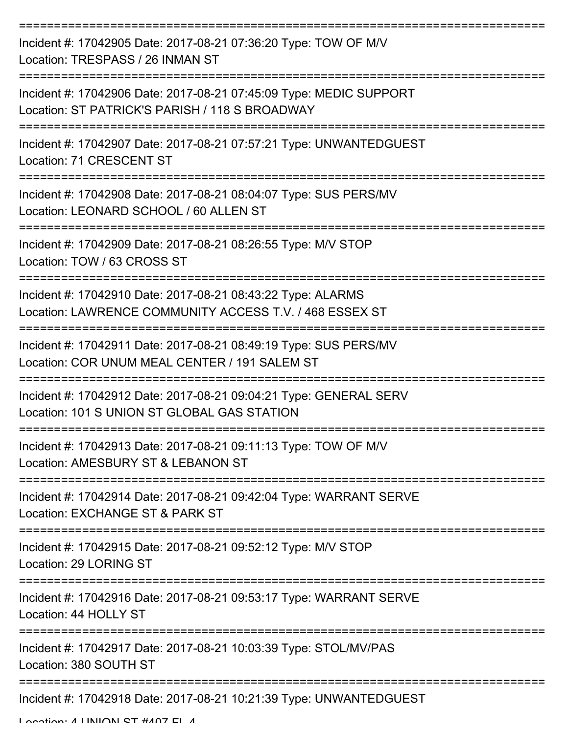===========================================================================

Incident #: 17042905 Date: 2017-08-21 07:36:20 Type: TOW OF M/V
Location: TRESPASS / 26 INMAN ST

===========================================================================

Incident #: 17042906 Date: 2017-08-21 07:45:09 Type: MEDIC SUPPORT
Location: ST PATRICK'S PARISH / 118 S BROADWAY

===========================================================================

Incident #: 17042907 Date: 2017-08-21 07:57:21 Type: UNWANTEDGUEST
Location: 71 CRESCENT ST

===========================================================================

Incident #: 17042908 Date: 2017-08-21 08:04:07 Type: SUS PERS/MV
Location: LEONARD SCHOOL / 60 ALLEN ST

===========================================================================

Incident #: 17042909 Date: 2017-08-21 08:26:55 Type: M/V STOP
Location: TOW / 63 CROSS ST

===========================================================================

Incident #: 17042910 Date: 2017-08-21 08:43:22 Type: ALARMS
Location: LAWRENCE COMMUNITY ACCESS T.V. / 468 ESSEX ST

===========================================================================

Incident #: 17042911 Date: 2017-08-21 08:49:19 Type: SUS PERS/MV
Location: COR UNUM MEAL CENTER / 191 SALEM ST

===========================================================================

Incident #: 17042912 Date: 2017-08-21 09:04:21 Type: GENERAL SERV
Location: 101 S UNION ST GLOBAL GAS STATION

===========================================================================

Incident #: 17042913 Date: 2017-08-21 09:11:13 Type: TOW OF M/V
Location: AMESBURY ST & LEBANON ST

===========================================================================

Incident #: 17042914 Date: 2017-08-21 09:42:04 Type: WARRANT SERVE
Location: EXCHANGE ST & PARK ST

===========================================================================

Incident #: 17042915 Date: 2017-08-21 09:52:12 Type: M/V STOP
Location: 29 LORING ST

===========================================================================

Incident #: 17042916 Date: 2017-08-21 09:53:17 Type: WARRANT SERVE
Location: 44 HOLLY ST

===========================================================================

Incident #: 17042917 Date: 2017-08-21 10:03:39 Type: STOL/MV/PAS
Location: 380 SOUTH ST

===========================================================================

Incident #: 17042918 Date: 2017-08-21 10:21:39 Type: UNWANTEDGUEST
Location: 4 UNION ST #407 FL 4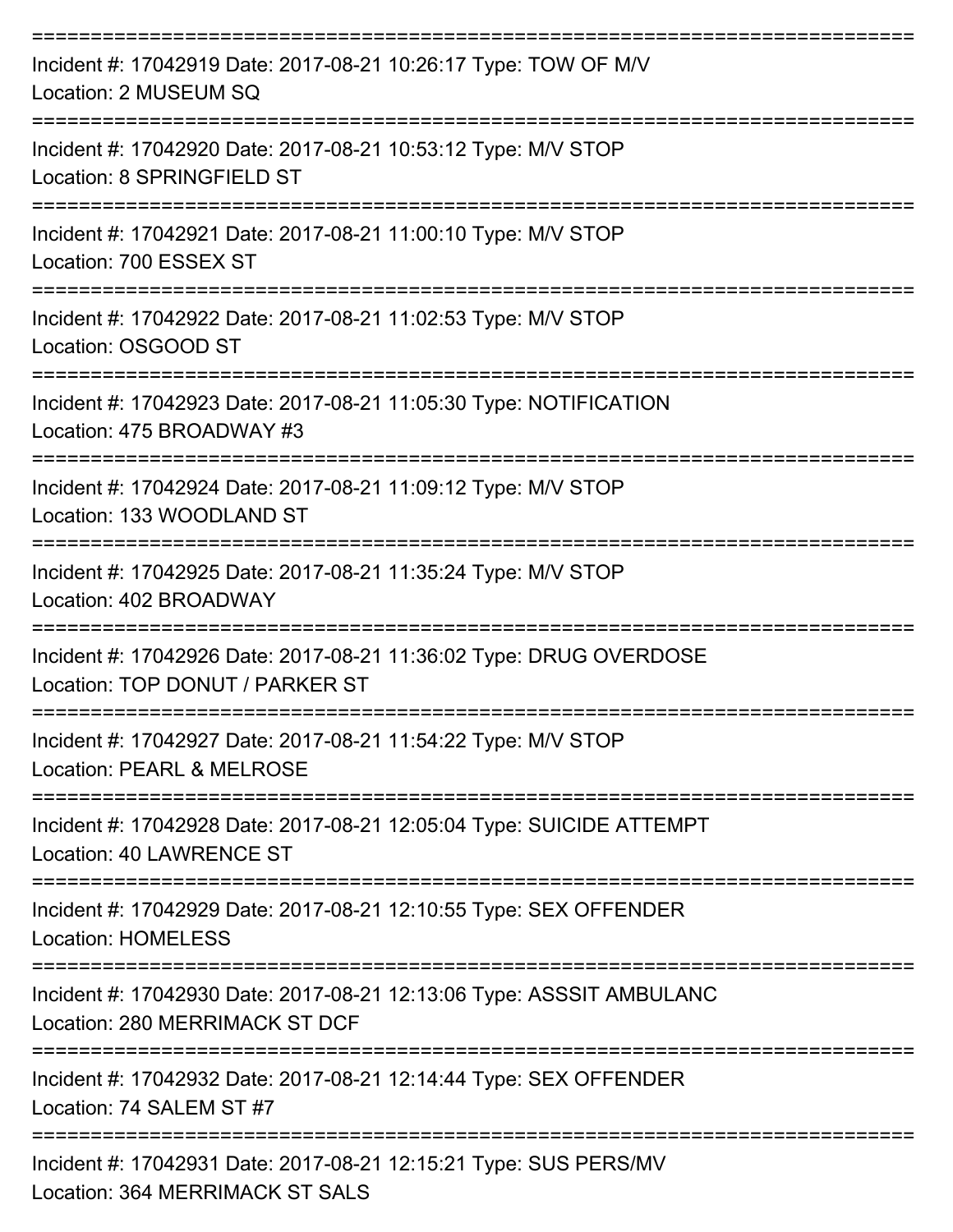===========================================================================

Incident #: 17042919 Date: 2017-08-21 10:26:17 Type: TOW OF M/V
Location: 2 MUSEUM SQ

===========================================================================

Incident #: 17042920 Date: 2017-08-21 10:53:12 Type: M/V STOP
Location: 8 SPRINGFIELD ST

===========================================================================

Incident #: 17042921 Date: 2017-08-21 11:00:10 Type: M/V STOP
Location: 700 ESSEX ST

===========================================================================

Incident #: 17042922 Date: 2017-08-21 11:02:53 Type: M/V STOP
Location: OSGOOD ST

===========================================================================

Incident #: 17042923 Date: 2017-08-21 11:05:30 Type: NOTIFICATION
Location: 475 BROADWAY #3

===========================================================================

Incident #: 17042924 Date: 2017-08-21 11:09:12 Type: M/V STOP
Location: 133 WOODLAND ST

===========================================================================

Incident #: 17042925 Date: 2017-08-21 11:35:24 Type: M/V STOP
Location: 402 BROADWAY

===========================================================================

Incident #: 17042926 Date: 2017-08-21 11:36:02 Type: DRUG OVERDOSE
Location: TOP DONUT / PARKER ST

===========================================================================

Incident #: 17042927 Date: 2017-08-21 11:54:22 Type: M/V STOP
Location: PEARL & MELROSE

===========================================================================

Incident #: 17042928 Date: 2017-08-21 12:05:04 Type: SUICIDE ATTEMPT
Location: 40 LAWRENCE ST

===========================================================================

Incident #: 17042929 Date: 2017-08-21 12:10:55 Type: SEX OFFENDER
Location: HOMELESS

===========================================================================

Incident #: 17042930 Date: 2017-08-21 12:13:06 Type: ASSSIT AMBULANC
Location: 280 MERRIMACK ST DCF

===========================================================================

Incident #: 17042932 Date: 2017-08-21 12:14:44 Type: SEX OFFENDER
Location: 74 SALEM ST #7

===========================================================================

Incident #: 17042931 Date: 2017-08-21 12:15:21 Type: SUS PERS/MV
Location: 364 MERRIMACK ST SALS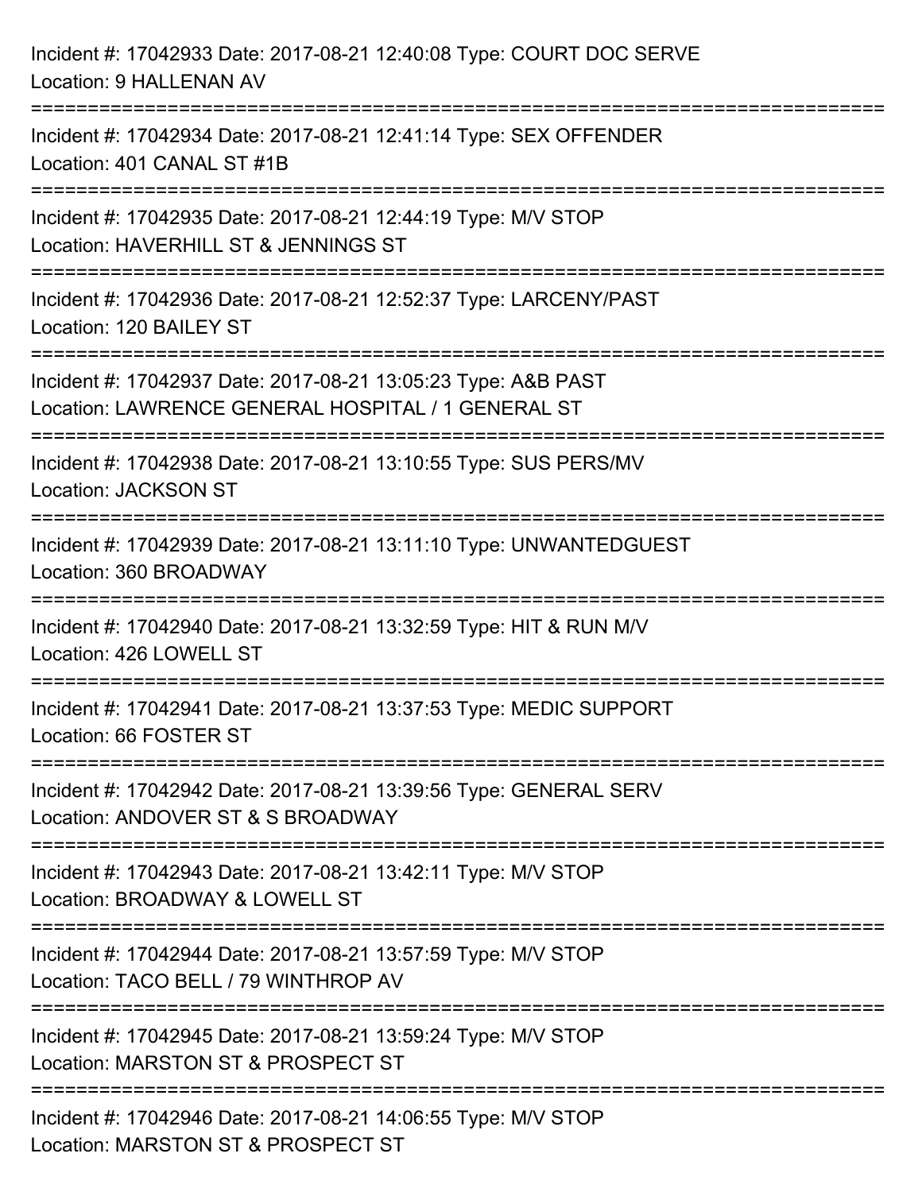Incident #: 17042933 Date: 2017-08-21 12:40:08 Type: COURT DOC SERVE
Location: 9 HALLENAN AV

===========================================================================

Incident #: 17042934 Date: 2017-08-21 12:41:14 Type: SEX OFFENDER
Location: 401 CANAL ST #1B

===========================================================================

Incident #: 17042935 Date: 2017-08-21 12:44:19 Type: M/V STOP
Location: HAVERHILL ST & JENNINGS ST

===========================================================================

Incident #: 17042936 Date: 2017-08-21 12:52:37 Type: LARCENY/PAST
Location: 120 BAILEY ST

===========================================================================

Incident #: 17042937 Date: 2017-08-21 13:05:23 Type: A&B PAST
Location: LAWRENCE GENERAL HOSPITAL / 1 GENERAL ST

===========================================================================

Incident #: 17042938 Date: 2017-08-21 13:10:55 Type: SUS PERS/MV
Location: JACKSON ST

===========================================================================

Incident #: 17042939 Date: 2017-08-21 13:11:10 Type: UNWANTEDGUEST
Location: 360 BROADWAY

===========================================================================

Incident #: 17042940 Date: 2017-08-21 13:32:59 Type: HIT & RUN M/V
Location: 426 LOWELL ST

===========================================================================

Incident #: 17042941 Date: 2017-08-21 13:37:53 Type: MEDIC SUPPORT
Location: 66 FOSTER ST

===========================================================================

Incident #: 17042942 Date: 2017-08-21 13:39:56 Type: GENERAL SERV
Location: ANDOVER ST & S BROADWAY

===========================================================================

Incident #: 17042943 Date: 2017-08-21 13:42:11 Type: M/V STOP
Location: BROADWAY & LOWELL ST

===========================================================================

Incident #: 17042944 Date: 2017-08-21 13:57:59 Type: M/V STOP
Location: TACO BELL / 79 WINTHROP AV

===========================================================================

Incident #: 17042945 Date: 2017-08-21 13:59:24 Type: M/V STOP
Location: MARSTON ST & PROSPECT ST

===========================================================================

Incident #: 17042946 Date: 2017-08-21 14:06:55 Type: M/V STOP
Location: MARSTON ST & PROSPECT ST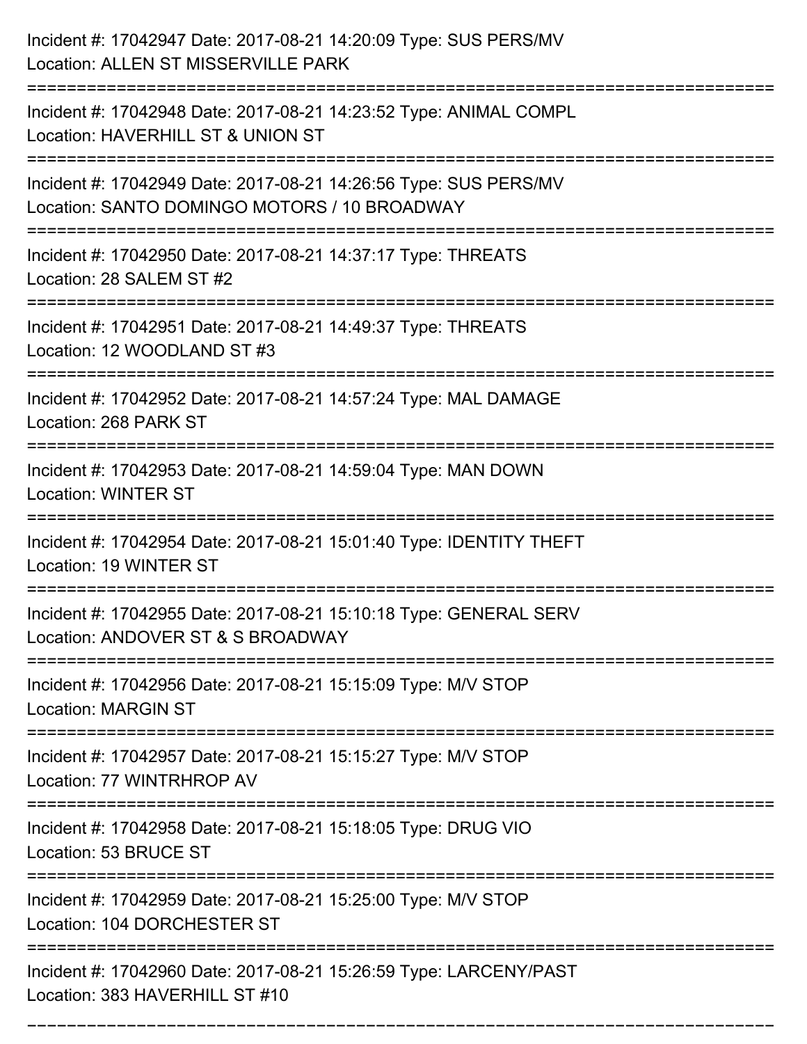Incident #: 17042947 Date: 2017-08-21 14:20:09 Type: SUS PERS/MV
Location: ALLEN ST MISSERVILLE PARK

===========================================================================

Incident #: 17042948 Date: 2017-08-21 14:23:52 Type: ANIMAL COMPL
Location: HAVERHILL ST & UNION ST

===========================================================================

Incident #: 17042949 Date: 2017-08-21 14:26:56 Type: SUS PERS/MV
Location: SANTO DOMINGO MOTORS / 10 BROADWAY

===========================================================================

Incident #: 17042950 Date: 2017-08-21 14:37:17 Type: THREATS
Location: 28 SALEM ST #2

===========================================================================

Incident #: 17042951 Date: 2017-08-21 14:49:37 Type: THREATS
Location: 12 WOODLAND ST #3

===========================================================================

Incident #: 17042952 Date: 2017-08-21 14:57:24 Type: MAL DAMAGE
Location: 268 PARK ST

===========================================================================

Incident #: 17042953 Date: 2017-08-21 14:59:04 Type: MAN DOWN
Location: WINTER ST

===========================================================================

Incident #: 17042954 Date: 2017-08-21 15:01:40 Type: IDENTITY THEFT
Location: 19 WINTER ST

===========================================================================

Incident #: 17042955 Date: 2017-08-21 15:10:18 Type: GENERAL SERV
Location: ANDOVER ST & S BROADWAY

===========================================================================

Incident #: 17042956 Date: 2017-08-21 15:15:09 Type: M/V STOP
Location: MARGIN ST

===========================================================================

Incident #: 17042957 Date: 2017-08-21 15:15:27 Type: M/V STOP
Location: 77 WINTRHROP AV

===========================================================================

Incident #: 17042958 Date: 2017-08-21 15:18:05 Type: DRUG VIO
Location: 53 BRUCE ST

===========================================================================

Incident #: 17042959 Date: 2017-08-21 15:25:00 Type: M/V STOP
Location: 104 DORCHESTER ST

===========================================================================

Incident #: 17042960 Date: 2017-08-21 15:26:59 Type: LARCENY/PAST
Location: 383 HAVERHILL ST #10

===========================================================================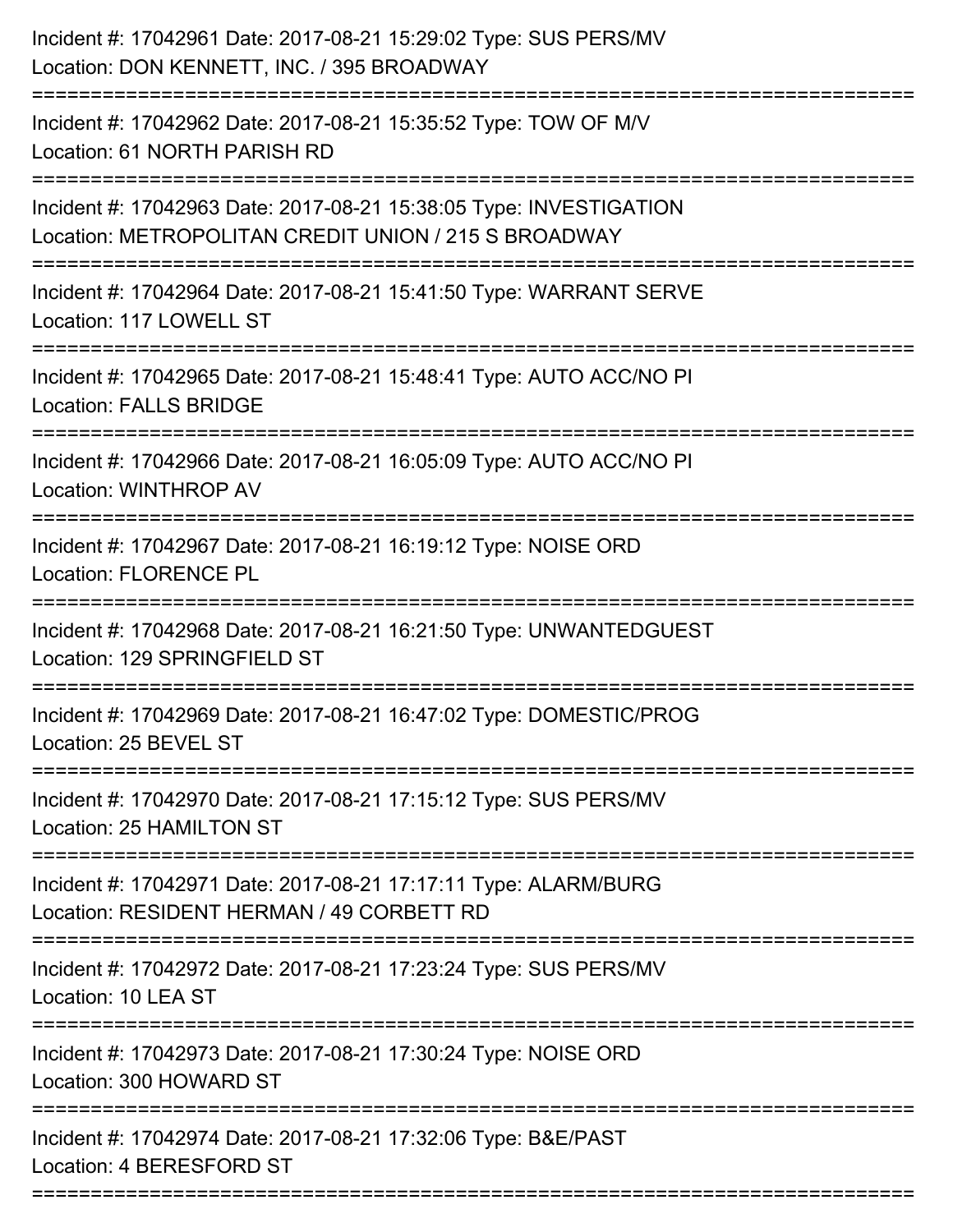Incident #: 17042961 Date: 2017-08-21 15:29:02 Type: SUS PERS/MV
Location: DON KENNETT, INC. / 395 BROADWAY

===========================================================================

Incident #: 17042962 Date: 2017-08-21 15:35:52 Type: TOW OF M/V
Location: 61 NORTH PARISH RD

===========================================================================

Incident #: 17042963 Date: 2017-08-21 15:38:05 Type: INVESTIGATION
Location: METROPOLITAN CREDIT UNION / 215 S BROADWAY

===========================================================================

Incident #: 17042964 Date: 2017-08-21 15:41:50 Type: WARRANT SERVE
Location: 117 LOWELL ST

===========================================================================

Incident #: 17042965 Date: 2017-08-21 15:48:41 Type: AUTO ACC/NO PI
Location: FALLS BRIDGE

===========================================================================

Incident #: 17042966 Date: 2017-08-21 16:05:09 Type: AUTO ACC/NO PI
Location: WINTHROP AV

===========================================================================

Incident #: 17042967 Date: 2017-08-21 16:19:12 Type: NOISE ORD
Location: FLORENCE PL

===========================================================================

Incident #: 17042968 Date: 2017-08-21 16:21:50 Type: UNWANTEDGUEST
Location: 129 SPRINGFIELD ST

===========================================================================

Incident #: 17042969 Date: 2017-08-21 16:47:02 Type: DOMESTIC/PROG
Location: 25 BEVEL ST

===========================================================================

Incident #: 17042970 Date: 2017-08-21 17:15:12 Type: SUS PERS/MV
Location: 25 HAMILTON ST

===========================================================================

Incident #: 17042971 Date: 2017-08-21 17:17:11 Type: ALARM/BURG
Location: RESIDENT HERMAN / 49 CORBETT RD

===========================================================================

Incident #: 17042972 Date: 2017-08-21 17:23:24 Type: SUS PERS/MV
Location: 10 LEA ST

===========================================================================

Incident #: 17042973 Date: 2017-08-21 17:30:24 Type: NOISE ORD
Location: 300 HOWARD ST

===========================================================================

Incident #: 17042974 Date: 2017-08-21 17:32:06 Type: B&E/PAST
Location: 4 BERESFORD ST

===========================================================================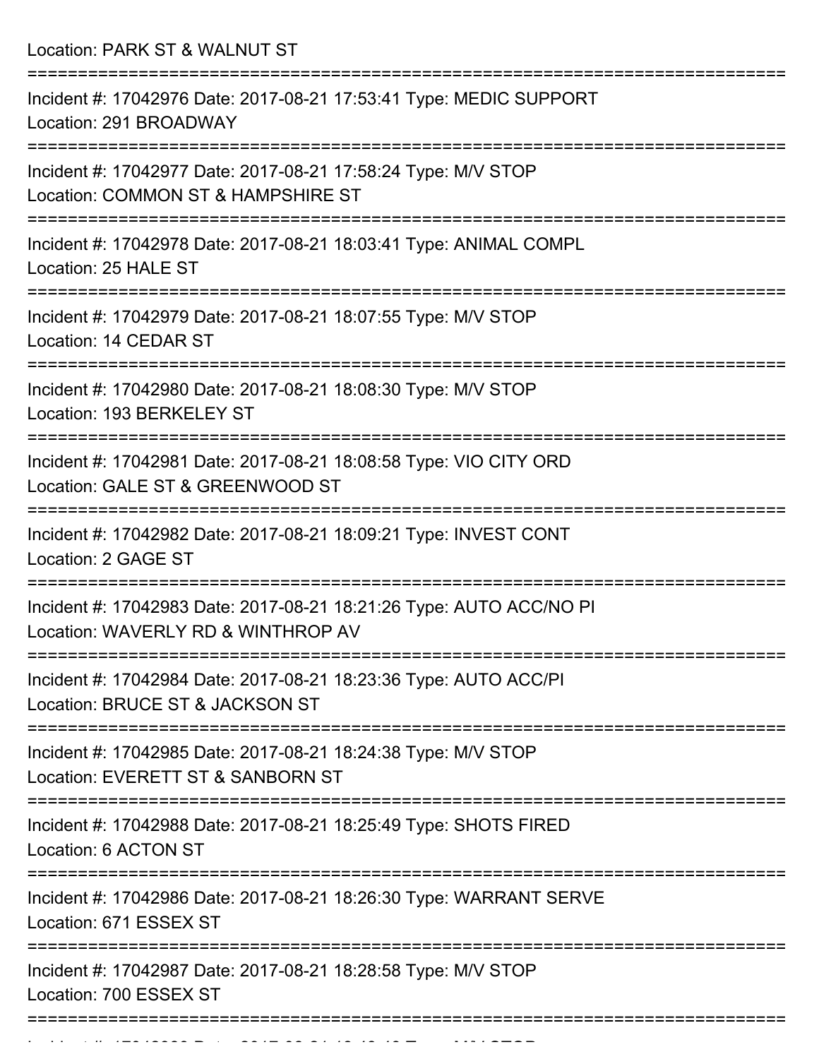Location: PARK ST & WALNUT ST

===========================================================================

Incident #: 17042976 Date: 2017-08-21 17:53:41 Type: MEDIC SUPPORT
Location: 291 BROADWAY

===========================================================================

Incident #: 17042977 Date: 2017-08-21 17:58:24 Type: M/V STOP
Location: COMMON ST & HAMPSHIRE ST

===========================================================================

Incident #: 17042978 Date: 2017-08-21 18:03:41 Type: ANIMAL COMPL
Location: 25 HALE ST

===========================================================================

Incident #: 17042979 Date: 2017-08-21 18:07:55 Type: M/V STOP
Location: 14 CEDAR ST

===========================================================================

Incident #: 17042980 Date: 2017-08-21 18:08:30 Type: M/V STOP
Location: 193 BERKELEY ST

===========================================================================

Incident #: 17042981 Date: 2017-08-21 18:08:58 Type: VIO CITY ORD
Location: GALE ST & GREENWOOD ST

===========================================================================

Incident #: 17042982 Date: 2017-08-21 18:09:21 Type: INVEST CONT
Location: 2 GAGE ST

===========================================================================

Incident #: 17042983 Date: 2017-08-21 18:21:26 Type: AUTO ACC/NO PI
Location: WAVERLY RD & WINTHROP AV

===========================================================================

Incident #: 17042984 Date: 2017-08-21 18:23:36 Type: AUTO ACC/PI
Location: BRUCE ST & JACKSON ST

===========================================================================

Incident #: 17042985 Date: 2017-08-21 18:24:38 Type: M/V STOP
Location: EVERETT ST & SANBORN ST

===========================================================================

Incident #: 17042988 Date: 2017-08-21 18:25:49 Type: SHOTS FIRED
Location: 6 ACTON ST

===========================================================================

Incident #: 17042986 Date: 2017-08-21 18:26:30 Type: WARRANT SERVE
Location: 671 ESSEX ST

===========================================================================

Incident #: 17042987 Date: 2017-08-21 18:28:58 Type: M/V STOP
Location: 700 ESSEX ST

===========================================================================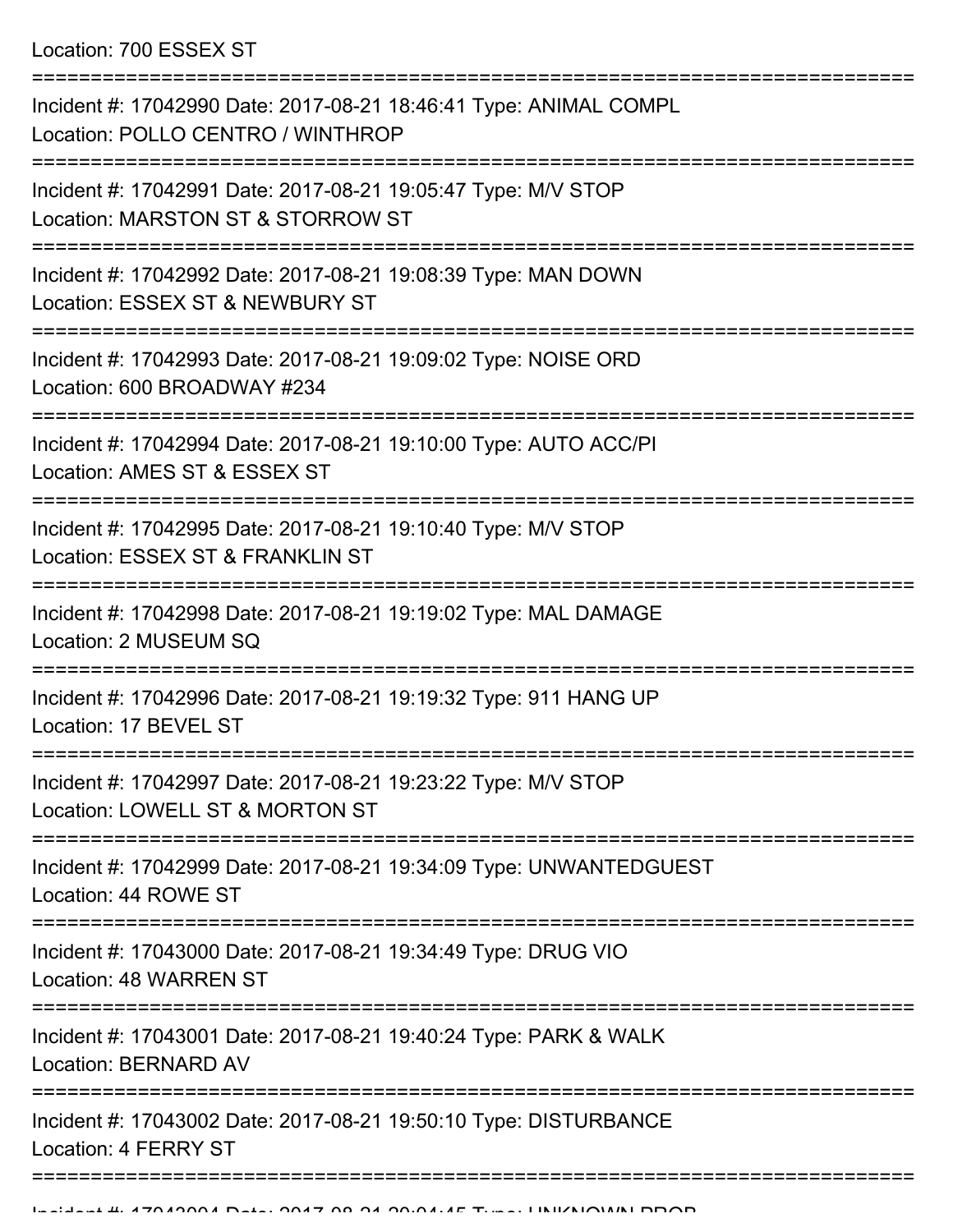Location: 700 ESSEX ST

===========================================================================

Incident #: 17042990 Date: 2017-08-21 18:46:41 Type: ANIMAL COMPL
Location: POLLO CENTRO / WINTHROP

===========================================================================

Incident #: 17042991 Date: 2017-08-21 19:05:47 Type: M/V STOP
Location: MARSTON ST & STORROW ST

===========================================================================

Incident #: 17042992 Date: 2017-08-21 19:08:39 Type: MAN DOWN
Location: ESSEX ST & NEWBURY ST

===========================================================================

Incident #: 17042993 Date: 2017-08-21 19:09:02 Type: NOISE ORD
Location: 600 BROADWAY #234

===========================================================================

Incident #: 17042994 Date: 2017-08-21 19:10:00 Type: AUTO ACC/PI
Location: AMES ST & ESSEX ST

===========================================================================

Incident #: 17042995 Date: 2017-08-21 19:10:40 Type: M/V STOP
Location: ESSEX ST & FRANKLIN ST

===========================================================================

Incident #: 17042998 Date: 2017-08-21 19:19:02 Type: MAL DAMAGE
Location: 2 MUSEUM SQ

===========================================================================

Incident #: 17042996 Date: 2017-08-21 19:19:32 Type: 911 HANG UP
Location: 17 BEVEL ST

===========================================================================

Incident #: 17042997 Date: 2017-08-21 19:23:22 Type: M/V STOP
Location: LOWELL ST & MORTON ST

===========================================================================

Incident #: 17042999 Date: 2017-08-21 19:34:09 Type: UNWANTEDGUEST
Location: 44 ROWE ST

===========================================================================

Incident #: 17043000 Date: 2017-08-21 19:34:49 Type: DRUG VIO
Location: 48 WARREN ST

===========================================================================

Incident #: 17043001 Date: 2017-08-21 19:40:24 Type: PARK & WALK
Location: BERNARD AV

===========================================================================

Incident #: 17043002 Date: 2017-08-21 19:50:10 Type: DISTURBANCE
Location: 4 FERRY ST

===========================================================================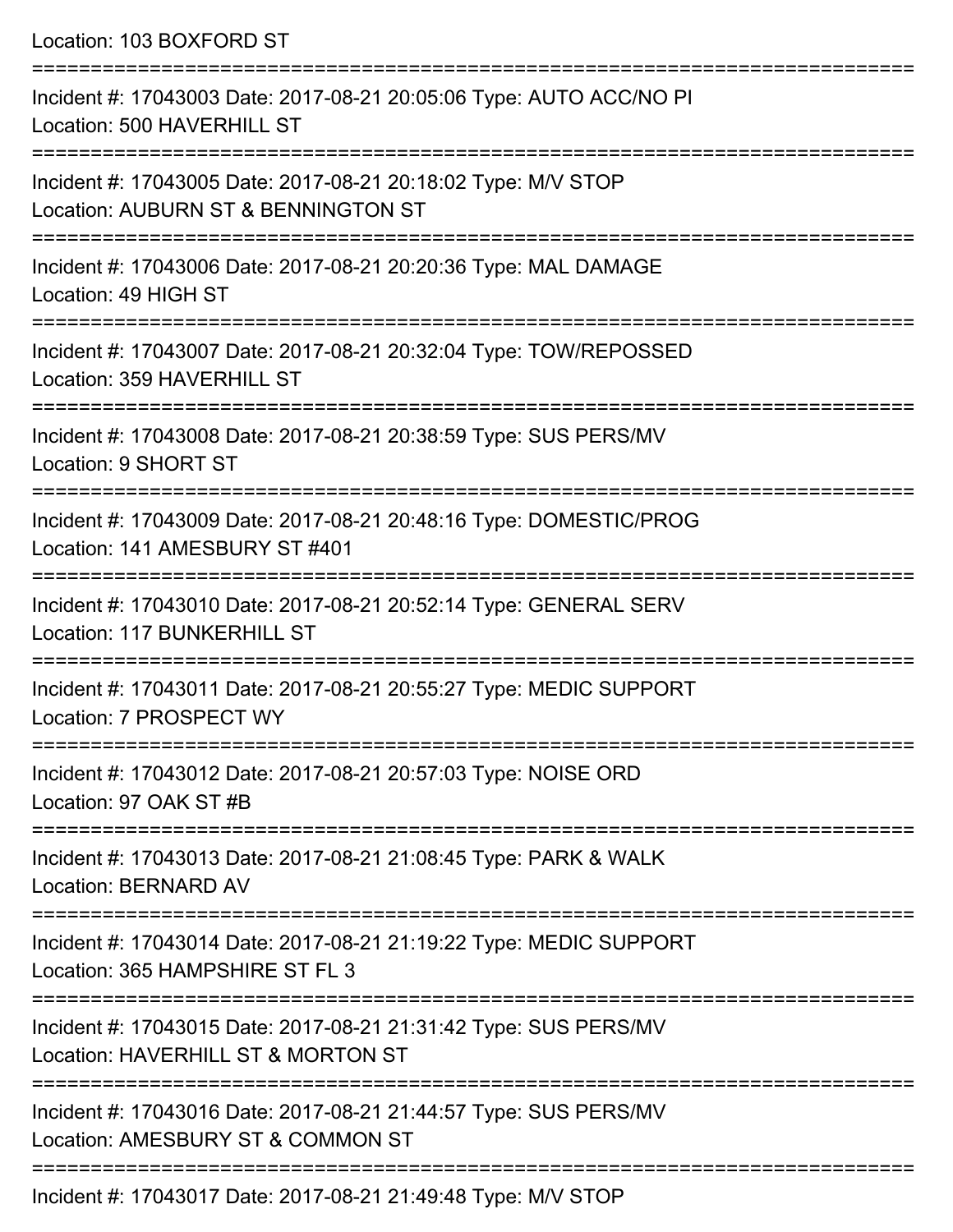Location: 103 BOXFORD ST

===========================================================================

Incident #: 17043003 Date: 2017-08-21 20:05:06 Type: AUTO ACC/NO PI
Location: 500 HAVERHILL ST

===========================================================================

Incident #: 17043005 Date: 2017-08-21 20:18:02 Type: M/V STOP
Location: AUBURN ST & BENNINGTON ST

===========================================================================

Incident #: 17043006 Date: 2017-08-21 20:20:36 Type: MAL DAMAGE
Location: 49 HIGH ST

===========================================================================

Incident #: 17043007 Date: 2017-08-21 20:32:04 Type: TOW/REPOSSED
Location: 359 HAVERHILL ST

===========================================================================

Incident #: 17043008 Date: 2017-08-21 20:38:59 Type: SUS PERS/MV
Location: 9 SHORT ST

===========================================================================

Incident #: 17043009 Date: 2017-08-21 20:48:16 Type: DOMESTIC/PROG
Location: 141 AMESBURY ST #401

===========================================================================

Incident #: 17043010 Date: 2017-08-21 20:52:14 Type: GENERAL SERV
Location: 117 BUNKERHILL ST

===========================================================================

Incident #: 17043011 Date: 2017-08-21 20:55:27 Type: MEDIC SUPPORT
Location: 7 PROSPECT WY

===========================================================================

Incident #: 17043012 Date: 2017-08-21 20:57:03 Type: NOISE ORD
Location: 97 OAK ST #B

===========================================================================

Incident #: 17043013 Date: 2017-08-21 21:08:45 Type: PARK & WALK
Location: BERNARD AV

===========================================================================

Incident #: 17043014 Date: 2017-08-21 21:19:22 Type: MEDIC SUPPORT
Location: 365 HAMPSHIRE ST FL 3

===========================================================================

Incident #: 17043015 Date: 2017-08-21 21:31:42 Type: SUS PERS/MV
Location: HAVERHILL ST & MORTON ST

===========================================================================

Incident #: 17043016 Date: 2017-08-21 21:44:57 Type: SUS PERS/MV
Location: AMESBURY ST & COMMON ST

===========================================================================

Incident #: 17043017 Date: 2017-08-21 21:49:48 Type: M/V STOP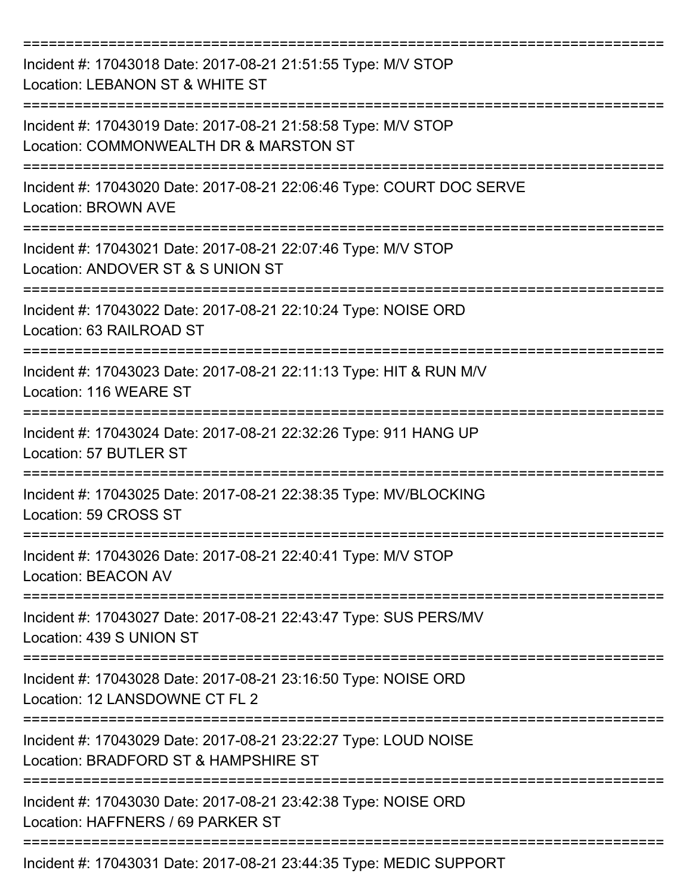===========================================================================

Incident #: 17043018 Date: 2017-08-21 21:51:55 Type: M/V STOP
Location: LEBANON ST & WHITE ST

===========================================================================

Incident #: 17043019 Date: 2017-08-21 21:58:58 Type: M/V STOP
Location: COMMONWEALTH DR & MARSTON ST

===========================================================================

Incident #: 17043020 Date: 2017-08-21 22:06:46 Type: COURT DOC SERVE
Location: BROWN AVE

===========================================================================

Incident #: 17043021 Date: 2017-08-21 22:07:46 Type: M/V STOP
Location: ANDOVER ST & S UNION ST

===========================================================================

Incident #: 17043022 Date: 2017-08-21 22:10:24 Type: NOISE ORD
Location: 63 RAILROAD ST

===========================================================================

Incident #: 17043023 Date: 2017-08-21 22:11:13 Type: HIT & RUN M/V
Location: 116 WEARE ST

===========================================================================

Incident #: 17043024 Date: 2017-08-21 22:32:26 Type: 911 HANG UP
Location: 57 BUTLER ST

===========================================================================

Incident #: 17043025 Date: 2017-08-21 22:38:35 Type: MV/BLOCKING
Location: 59 CROSS ST

===========================================================================

Incident #: 17043026 Date: 2017-08-21 22:40:41 Type: M/V STOP
Location: BEACON AV

===========================================================================

Incident #: 17043027 Date: 2017-08-21 22:43:47 Type: SUS PERS/MV
Location: 439 S UNION ST

===========================================================================

Incident #: 17043028 Date: 2017-08-21 23:16:50 Type: NOISE ORD
Location: 12 LANSDOWNE CT FL 2

===========================================================================

Incident #: 17043029 Date: 2017-08-21 23:22:27 Type: LOUD NOISE
Location: BRADFORD ST & HAMPSHIRE ST

===========================================================================

Incident #: 17043030 Date: 2017-08-21 23:42:38 Type: NOISE ORD
Location: HAFFNERS / 69 PARKER ST

===========================================================================

Incident #: 17043031 Date: 2017-08-21 23:44:35 Type: MEDIC SUPPORT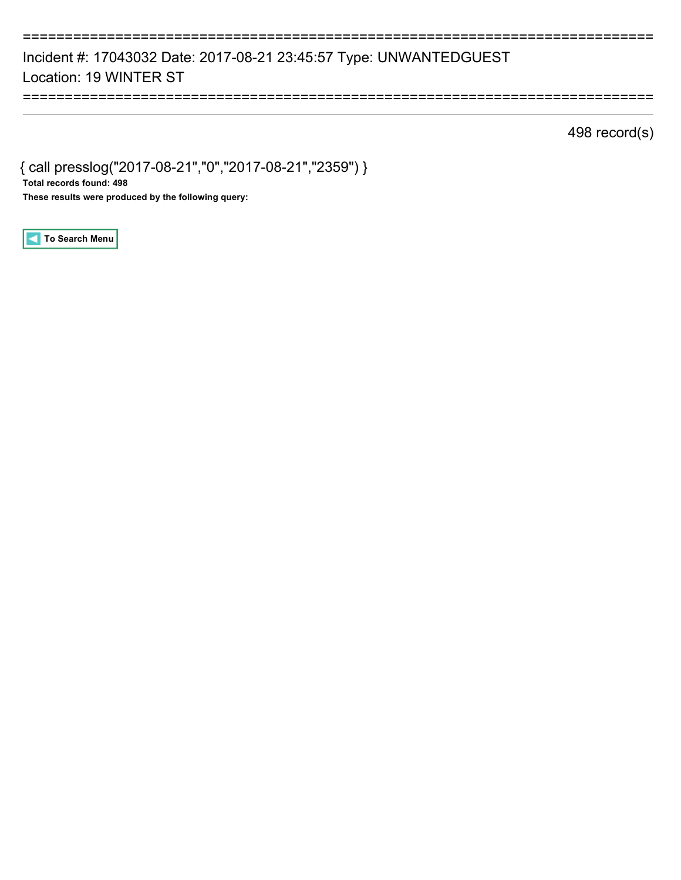===========================================================================

Incident #: 17043032 Date: 2017-08-21 23:45:57 Type: UNWANTEDGUEST

Location: 19 WINTER ST

===========================================================================

---

498 record(s)

{ call presslog("2017-08-21","0","2017-08-21","2359") }

**Total records found: 498**

**These results were produced by the following query:**

**To Search Menu**